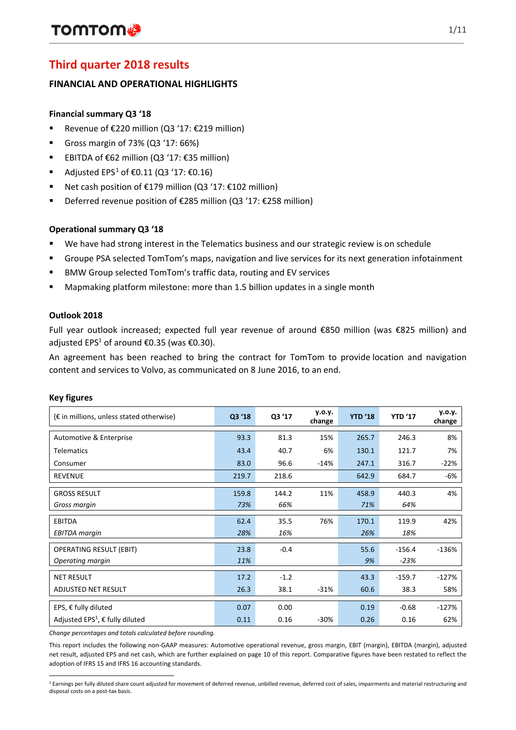# Third quarter 2018 results

## FINANCIAL AND OPERATIONAL HIGHLIGHTS

### Financial summary Q3 '18

- Revenue of €220 million (Q3 '17: €219 million)
- Gross margin of 73% (Q3 '17: 66%)
- EBITDA of €62 million (Q3 '17: €35 million)
- Adjusted EPS[1] of €0.11 (Q3 '17: €0.16)
- Net cash position of €179 million (Q3 '17: €102 million)
- Deferred revenue position of €285 million (Q3 '17: €258 million)

### Operational summary Q3 '18

- We have had strong interest in the Telematics business and our strategic review is on schedule
- Groupe PSA selected TomTom's maps, navigation and live services for its next generation infotainment
- BMW Group selected TomTom's traffic data, routing and EV services
- Mapmaking platform milestone: more than 1.5 billion updates in a single month

### Outlook 2018

Full year outlook increased; expected full year revenue of around €850 million (was €825 million) and adjusted EPS[1] of around €0.35 (was €0.30).

An agreement has been reached to bring the contract for TomTom to provide location and navigation content and services to Volvo, as communicated on 8 June 2016, to an end.

### Key figures

| (€ in millions, unless stated otherwise) | Q3 '18 | Q3 '17 | y.o.y. change | YTD '18 | YTD '17 | y.o.y. change |
|---|---|---|---|---|---|---|
| Automotive & Enterprise | 93.3 | 81.3 | 15% | 265.7 | 246.3 | 8% |
| Telematics | 43.4 | 40.7 | 6% | 130.1 | 121.7 | 7% |
| Consumer | 83.0 | 96.6 | -14% | 247.1 | 316.7 | -22% |
| REVENUE | 219.7 | 218.6 | | 642.9 | 684.7 | -6% |
| GROSS RESULT | 159.8 | 144.2 | 11% | 458.9 | 440.3 | 4% |
| *Gross margin* | *73%* | *66%* | | *71%* | *64%* | |
| EBITDA | 62.4 | 35.5 | 76% | 170.1 | 119.9 | 42% |
| *EBITDA margin* | *28%* | *16%* | | *26%* | *18%* | |
| OPERATING RESULT (EBIT) | 23.8 | -0.4 | | 55.6 | -156.4 | -136% |
| *Operating margin* | *11%* | | | *9%* | *-23%* | |
| NET RESULT | 17.2 | -1.2 | | 43.3 | -159.7 | -127% |
| ADJUSTED NET RESULT | 26.3 | 38.1 | -31% | 60.6 | 38.3 | 58% |
| EPS, € fully diluted | 0.07 | 0.00 | | 0.19 | -0.68 | -127% |
| Adjusted EPS[1], € fully diluted | 0.11 | 0.16 | -30% | 0.26 | 0.16 | 62% |

*Change percentages and totals calculated before rounding.*

This report includes the following non-GAAP measures: Automotive operational revenue, gross margin, EBIT (margin), EBITDA (margin), adjusted net result, adjusted EPS and net cash, which are further explained on page 10 of this report. Comparative figures have been restated to reflect the adoption of IFRS 15 and IFRS 16 accounting standards.

[1] Earnings per fully diluted share count adjusted for movement of deferred revenue, unbilled revenue, deferred cost of sales, impairments and material restructuring and disposal costs on a post-tax basis.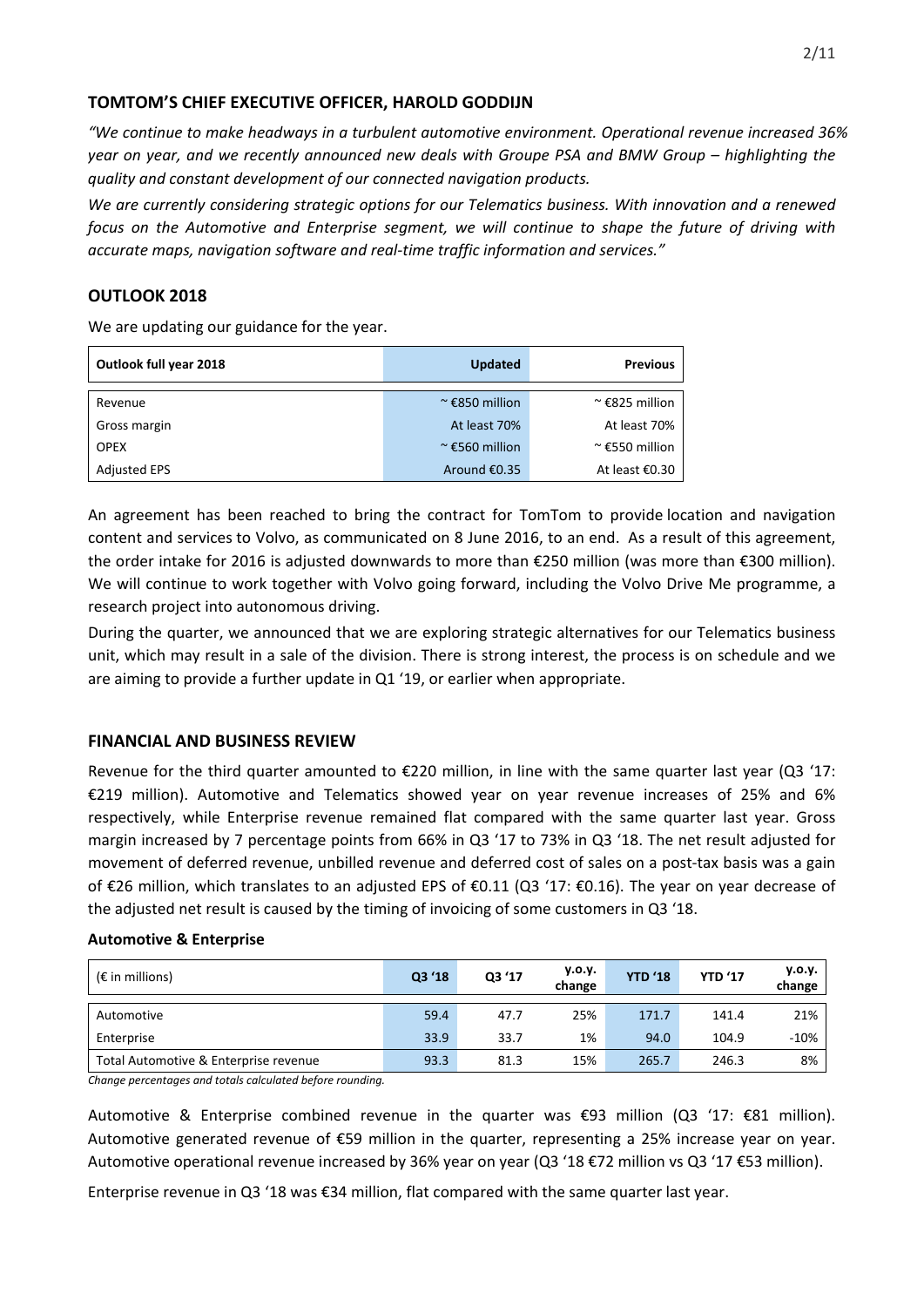## TOMTOM'S CHIEF EXECUTIVE OFFICER, HAROLD GODDIJN

*"We continue to make headways in a turbulent automotive environment. Operational revenue increased 36% year on year, and we recently announced new deals with Groupe PSA and BMW Group – highlighting the quality and constant development of our connected navigation products.*

*We are currently considering strategic options for our Telematics business. With innovation and a renewed focus on the Automotive and Enterprise segment, we will continue to shape the future of driving with accurate maps, navigation software and real-time traffic information and services."*

## OUTLOOK 2018

We are updating our guidance for the year.

| Outlook full year 2018 | Updated | Previous |
|---|---|---|
| Revenue | ~ €850 million | ~ €825 million |
| Gross margin | At least 70% | At least 70% |
| OPEX | ~ €560 million | ~ €550 million |
| Adjusted EPS | Around €0.35 | At least €0.30 |

An agreement has been reached to bring the contract for TomTom to provide location and navigation content and services to Volvo, as communicated on 8 June 2016, to an end. As a result of this agreement, the order intake for 2016 is adjusted downwards to more than €250 million (was more than €300 million). We will continue to work together with Volvo going forward, including the Volvo Drive Me programme, a research project into autonomous driving.

During the quarter, we announced that we are exploring strategic alternatives for our Telematics business unit, which may result in a sale of the division. There is strong interest, the process is on schedule and we are aiming to provide a further update in Q1 '19, or earlier when appropriate.

## FINANCIAL AND BUSINESS REVIEW

Revenue for the third quarter amounted to €220 million, in line with the same quarter last year (Q3 '17: €219 million). Automotive and Telematics showed year on year revenue increases of 25% and 6% respectively, while Enterprise revenue remained flat compared with the same quarter last year. Gross margin increased by 7 percentage points from 66% in Q3 '17 to 73% in Q3 '18. The net result adjusted for movement of deferred revenue, unbilled revenue and deferred cost of sales on a post-tax basis was a gain of €26 million, which translates to an adjusted EPS of €0.11 (Q3 '17: €0.16). The year on year decrease of the adjusted net result is caused by the timing of invoicing of some customers in Q3 '18.

### Automotive & Enterprise

| (€ in millions) | Q3 '18 | Q3 '17 | y.o.y. change | YTD '18 | YTD '17 | y.o.y. change |
|---|---|---|---|---|---|---|
| Automotive | 59.4 | 47.7 | 25% | 171.7 | 141.4 | 21% |
| Enterprise | 33.9 | 33.7 | 1% | 94.0 | 104.9 | -10% |
| Total Automotive & Enterprise revenue | 93.3 | 81.3 | 15% | 265.7 | 246.3 | 8% |

*Change percentages and totals calculated before rounding.*

Automotive & Enterprise combined revenue in the quarter was €93 million (Q3 '17: €81 million). Automotive generated revenue of €59 million in the quarter, representing a 25% increase year on year. Automotive operational revenue increased by 36% year on year (Q3 '18 €72 million vs Q3 '17 €53 million).

Enterprise revenue in Q3 '18 was €34 million, flat compared with the same quarter last year.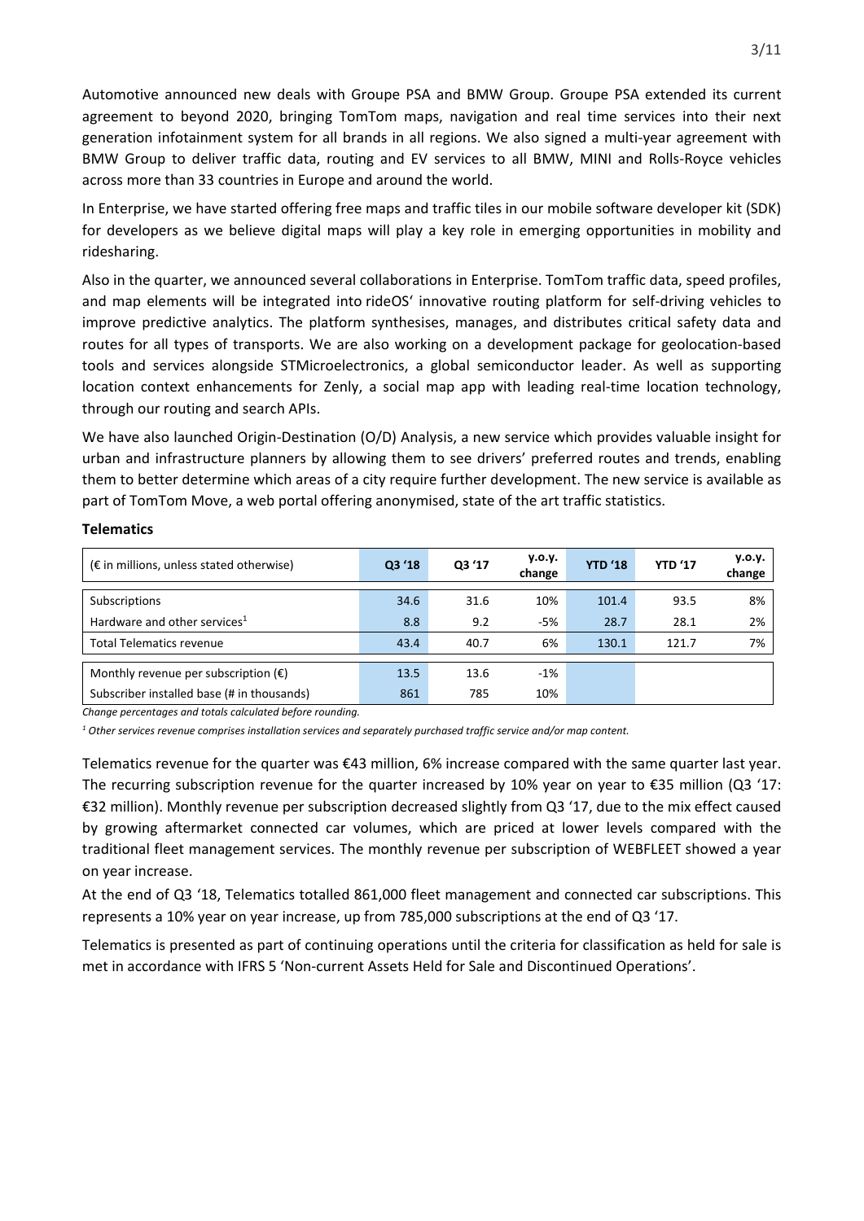Automotive announced new deals with Groupe PSA and BMW Group. Groupe PSA extended its current agreement to beyond 2020, bringing TomTom maps, navigation and real time services into their next generation infotainment system for all brands in all regions. We also signed a multi-year agreement with BMW Group to deliver traffic data, routing and EV services to all BMW, MINI and Rolls-Royce vehicles across more than 33 countries in Europe and around the world.

In Enterprise, we have started offering free maps and traffic tiles in our mobile software developer kit (SDK) for developers as we believe digital maps will play a key role in emerging opportunities in mobility and ridesharing.

Also in the quarter, we announced several collaborations in Enterprise. TomTom traffic data, speed profiles, and map elements will be integrated into rideOS' innovative routing platform for self-driving vehicles to improve predictive analytics. The platform synthesises, manages, and distributes critical safety data and routes for all types of transports. We are also working on a development package for geolocation-based tools and services alongside STMicroelectronics, a global semiconductor leader. As well as supporting location context enhancements for Zenly, a social map app with leading real-time location technology, through our routing and search APIs.

We have also launched Origin-Destination (O/D) Analysis, a new service which provides valuable insight for urban and infrastructure planners by allowing them to see drivers' preferred routes and trends, enabling them to better determine which areas of a city require further development. The new service is available as part of TomTom Move, a web portal offering anonymised, state of the art traffic statistics.

**Telematics**

| (€ in millions, unless stated otherwise) | Q3 '18 | Q3 '17 | y.o.y. change | YTD '18 | YTD '17 | y.o.y. change |
|---|---|---|---|---|---|---|
| Subscriptions | 34.6 | 31.6 | 10% | 101.4 | 93.5 | 8% |
| Hardware and other services[1] | 8.8 | 9.2 | -5% | 28.7 | 28.1 | 2% |
| Total Telematics revenue | 43.4 | 40.7 | 6% | 130.1 | 121.7 | 7% |
| Monthly revenue per subscription (€) | 13.5 | 13.6 | -1% | | | |
| Subscriber installed base (# in thousands) | 861 | 785 | 10% | | | |

*Change percentages and totals calculated before rounding.*

*[1] Other services revenue comprises installation services and separately purchased traffic service and/or map content.*

Telematics revenue for the quarter was €43 million, 6% increase compared with the same quarter last year. The recurring subscription revenue for the quarter increased by 10% year on year to €35 million (Q3 '17: €32 million). Monthly revenue per subscription decreased slightly from Q3 '17, due to the mix effect caused by growing aftermarket connected car volumes, which are priced at lower levels compared with the traditional fleet management services. The monthly revenue per subscription of WEBFLEET showed a year on year increase.

At the end of Q3 '18, Telematics totalled 861,000 fleet management and connected car subscriptions. This represents a 10% year on year increase, up from 785,000 subscriptions at the end of Q3 '17.

Telematics is presented as part of continuing operations until the criteria for classification as held for sale is met in accordance with IFRS 5 'Non-current Assets Held for Sale and Discontinued Operations'.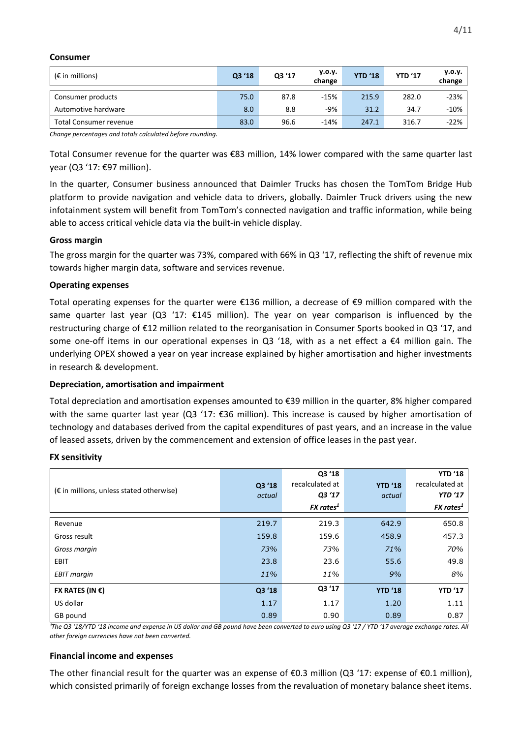**Consumer**

| (€ in millions) | Q3 '18 | Q3 '17 | y.o.y. change | YTD '18 | YTD '17 | y.o.y. change |
|---|---|---|---|---|---|---|
| Consumer products | 75.0 | 87.8 | -15% | 215.9 | 282.0 | -23% |
| Automotive hardware | 8.0 | 8.8 | -9% | 31.2 | 34.7 | -10% |
| Total Consumer revenue | 83.0 | 96.6 | -14% | 247.1 | 316.7 | -22% |

*Change percentages and totals calculated before rounding.*

Total Consumer revenue for the quarter was €83 million, 14% lower compared with the same quarter last year (Q3 '17: €97 million).

In the quarter, Consumer business announced that Daimler Trucks has chosen the TomTom Bridge Hub platform to provide navigation and vehicle data to drivers, globally. Daimler Truck drivers using the new infotainment system will benefit from TomTom's connected navigation and traffic information, while being able to access critical vehicle data via the built-in vehicle display.

**Gross margin**

The gross margin for the quarter was 73%, compared with 66% in Q3 '17, reflecting the shift of revenue mix towards higher margin data, software and services revenue.

**Operating expenses**

Total operating expenses for the quarter were €136 million, a decrease of €9 million compared with the same quarter last year (Q3 '17: €145 million). The year on year comparison is influenced by the restructuring charge of €12 million related to the reorganisation in Consumer Sports booked in Q3 '17, and some one-off items in our operational expenses in Q3 '18, with as a net effect a €4 million gain. The underlying OPEX showed a year on year increase explained by higher amortisation and higher investments in research & development.

**Depreciation, amortisation and impairment**

Total depreciation and amortisation expenses amounted to €39 million in the quarter, 8% higher compared with the same quarter last year (Q3 '17: €36 million). This increase is caused by higher amortisation of technology and databases derived from the capital expenditures of past years, and an increase in the value of leased assets, driven by the commencement and extension of office leases in the past year.

**FX sensitivity**

| (€ in millions, unless stated otherwise) | Q3 '18 *actual* | Q3 '18 recalculated at *Q3 '17 FX rates*[1] | YTD '18 *actual* | YTD '18 recalculated at *YTD '17 FX rates*[1] |
|---|---|---|---|---|
| Revenue | 219.7 | 219.3 | 642.9 | 650.8 |
| Gross result | 159.8 | 159.6 | 458.9 | 457.3 |
| *Gross margin* | *73%* | *73%* | *71%* | *70%* |
| EBIT | 23.8 | 23.6 | 55.6 | 49.8 |
| *EBIT margin* | *11%* | *11%* | *9%* | *8%* |
| **FX RATES (IN €)** | **Q3 '18** | **Q3 '17** | **YTD '18** | **YTD '17** |
| US dollar | 1.17 | 1.17 | 1.20 | 1.11 |
| GB pound | 0.89 | 0.90 | 0.89 | 0.87 |

*[1]The Q3 '18/YTD '18 income and expense in US dollar and GB pound have been converted to euro using Q3 '17 / YTD '17 average exchange rates. All other foreign currencies have not been converted.*

**Financial income and expenses**

The other financial result for the quarter was an expense of €0.3 million (Q3 '17: expense of €0.1 million), which consisted primarily of foreign exchange losses from the revaluation of monetary balance sheet items.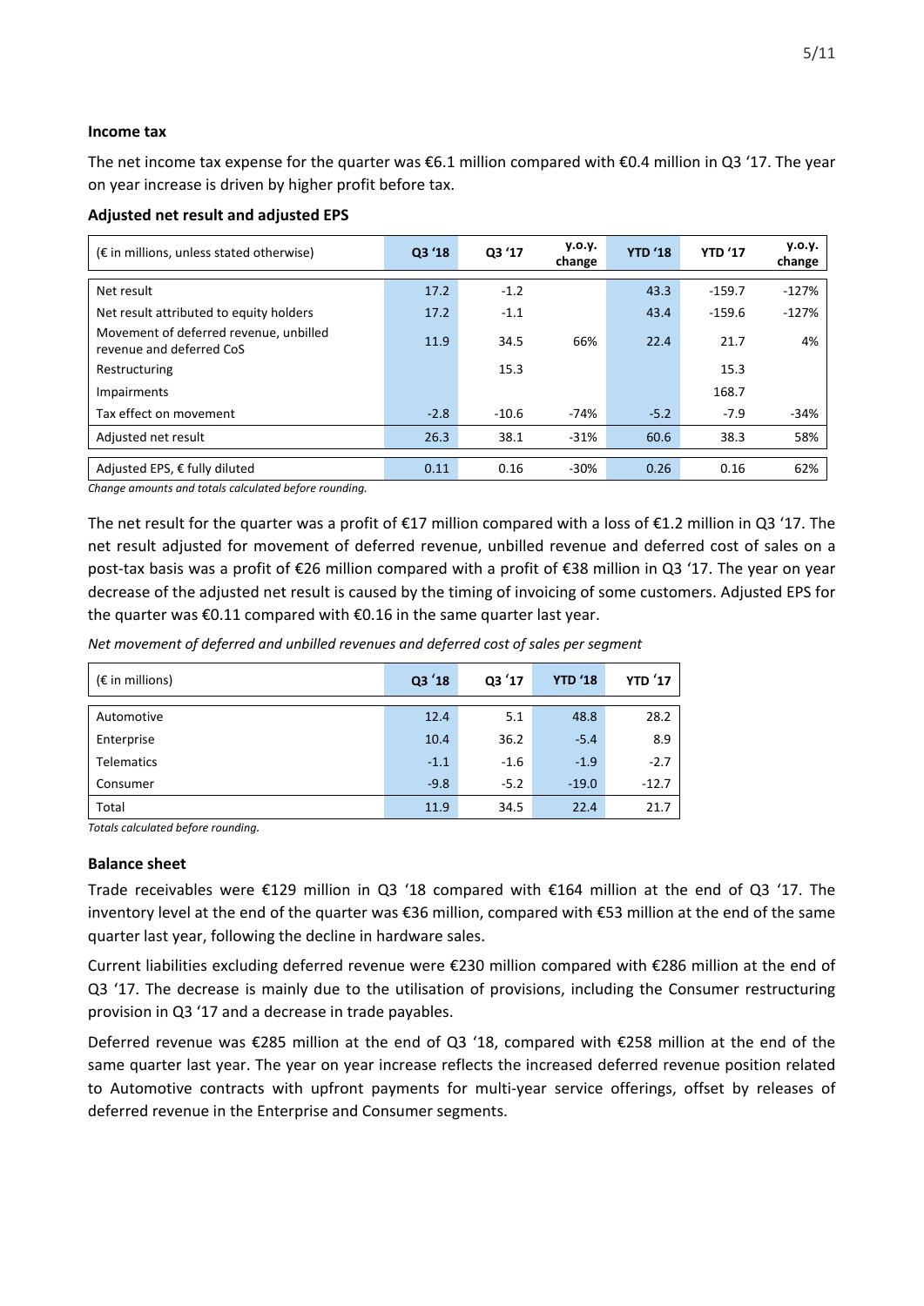### Income tax

The net income tax expense for the quarter was €6.1 million compared with €0.4 million in Q3 '17. The year on year increase is driven by higher profit before tax.

### Adjusted net result and adjusted EPS

| (€ in millions, unless stated otherwise) | Q3 '18 | Q3 '17 | y.o.y. change | YTD '18 | YTD '17 | y.o.y. change |
|---|---|---|---|---|---|---|
| Net result | 17.2 | -1.2 | | 43.3 | -159.7 | -127% |
| Net result attributed to equity holders | 17.2 | -1.1 | | 43.4 | -159.6 | -127% |
| Movement of deferred revenue, unbilled revenue and deferred CoS | 11.9 | 34.5 | 66% | 22.4 | 21.7 | 4% |
| Restructuring | | 15.3 | | | 15.3 | |
| Impairments | | | | | 168.7 | |
| Tax effect on movement | -2.8 | -10.6 | -74% | -5.2 | -7.9 | -34% |
| Adjusted net result | 26.3 | 38.1 | -31% | 60.6 | 38.3 | 58% |
| Adjusted EPS, € fully diluted | 0.11 | 0.16 | -30% | 0.26 | 0.16 | 62% |

*Change amounts and totals calculated before rounding.*

The net result for the quarter was a profit of €17 million compared with a loss of €1.2 million in Q3 '17. The net result adjusted for movement of deferred revenue, unbilled revenue and deferred cost of sales on a post-tax basis was a profit of €26 million compared with a profit of €38 million in Q3 '17. The year on year decrease of the adjusted net result is caused by the timing of invoicing of some customers. Adjusted EPS for the quarter was €0.11 compared with €0.16 in the same quarter last year.

*Net movement of deferred and unbilled revenues and deferred cost of sales per segment*

| (€ in millions) | Q3 '18 | Q3 '17 | YTD '18 | YTD '17 |
|---|---|---|---|---|
| Automotive | 12.4 | 5.1 | 48.8 | 28.2 |
| Enterprise | 10.4 | 36.2 | -5.4 | 8.9 |
| Telematics | -1.1 | -1.6 | -1.9 | -2.7 |
| Consumer | -9.8 | -5.2 | -19.0 | -12.7 |
| Total | 11.9 | 34.5 | 22.4 | 21.7 |

*Totals calculated before rounding.*

### Balance sheet

Trade receivables were €129 million in Q3 '18 compared with €164 million at the end of Q3 '17. The inventory level at the end of the quarter was €36 million, compared with €53 million at the end of the same quarter last year, following the decline in hardware sales.

Current liabilities excluding deferred revenue were €230 million compared with €286 million at the end of Q3 '17. The decrease is mainly due to the utilisation of provisions, including the Consumer restructuring provision in Q3 '17 and a decrease in trade payables.

Deferred revenue was €285 million at the end of Q3 '18, compared with €258 million at the end of the same quarter last year. The year on year increase reflects the increased deferred revenue position related to Automotive contracts with upfront payments for multi-year service offerings, offset by releases of deferred revenue in the Enterprise and Consumer segments.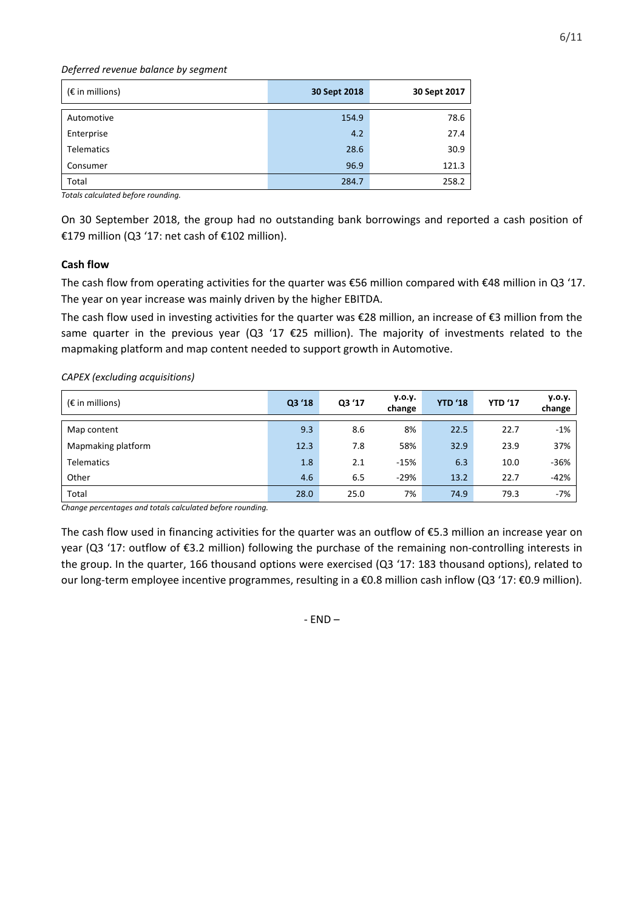*Deferred revenue balance by segment*

| (€ in millions) | 30 Sept 2018 | 30 Sept 2017 |
|---|---|---|
| Automotive | 154.9 | 78.6 |
| Enterprise | 4.2 | 27.4 |
| Telematics | 28.6 | 30.9 |
| Consumer | 96.9 | 121.3 |
| Total | 284.7 | 258.2 |

*Totals calculated before rounding.*

On 30 September 2018, the group had no outstanding bank borrowings and reported a cash position of €179 million (Q3 '17: net cash of €102 million).

**Cash flow**

The cash flow from operating activities for the quarter was €56 million compared with €48 million in Q3 '17. The year on year increase was mainly driven by the higher EBITDA.

The cash flow used in investing activities for the quarter was €28 million, an increase of €3 million from the same quarter in the previous year (Q3 '17 €25 million). The majority of investments related to the mapmaking platform and map content needed to support growth in Automotive.

*CAPEX (excluding acquisitions)*

| (€ in millions) | Q3 '18 | Q3 '17 | y.o.y. change | YTD '18 | YTD '17 | y.o.y. change |
|---|---|---|---|---|---|---|
| Map content | 9.3 | 8.6 | 8% | 22.5 | 22.7 | -1% |
| Mapmaking platform | 12.3 | 7.8 | 58% | 32.9 | 23.9 | 37% |
| Telematics | 1.8 | 2.1 | -15% | 6.3 | 10.0 | -36% |
| Other | 4.6 | 6.5 | -29% | 13.2 | 22.7 | -42% |
| Total | 28.0 | 25.0 | 7% | 74.9 | 79.3 | -7% |

*Change percentages and totals calculated before rounding.*

The cash flow used in financing activities for the quarter was an outflow of €5.3 million an increase year on year (Q3 '17: outflow of €3.2 million) following the purchase of the remaining non-controlling interests in the group. In the quarter, 166 thousand options were exercised (Q3 '17: 183 thousand options), related to our long-term employee incentive programmes, resulting in a €0.8 million cash inflow (Q3 '17: €0.9 million).

- END –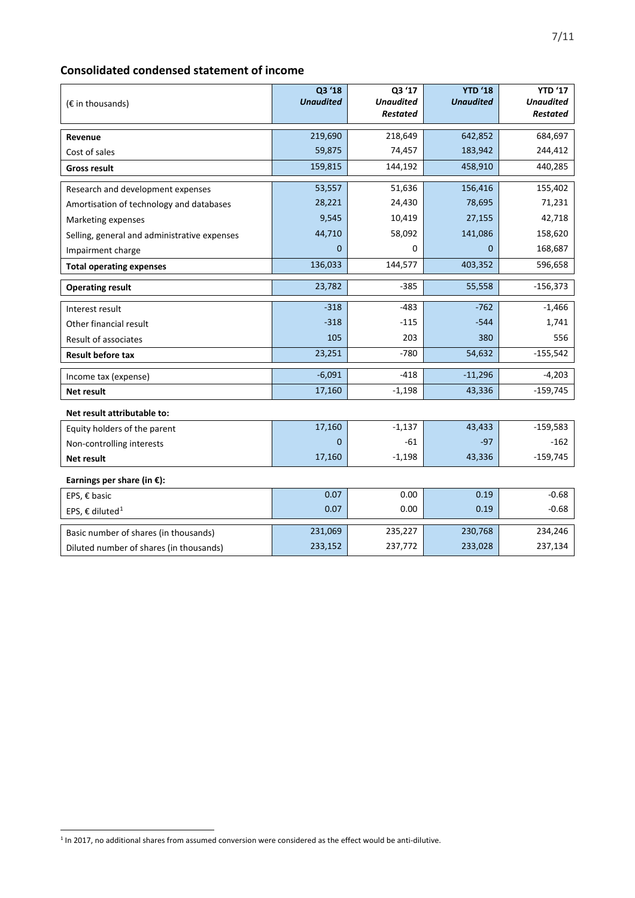## Consolidated condensed statement of income

| (€ in thousands) | Q3 '18 *Unaudited* | Q3 '17 *Unaudited* *Restated* | YTD '18 *Unaudited* | YTD '17 *Unaudited* *Restated* |
|---|---|---|---|---|
| **Revenue** | 219,690 | 218,649 | 642,852 | 684,697 |
| Cost of sales | 59,875 | 74,457 | 183,942 | 244,412 |
| **Gross result** | 159,815 | 144,192 | 458,910 | 440,285 |
| Research and development expenses | 53,557 | 51,636 | 156,416 | 155,402 |
| Amortisation of technology and databases | 28,221 | 24,430 | 78,695 | 71,231 |
| Marketing expenses | 9,545 | 10,419 | 27,155 | 42,718 |
| Selling, general and administrative expenses | 44,710 | 58,092 | 141,086 | 158,620 |
| Impairment charge | 0 | 0 | 0 | 168,687 |
| **Total operating expenses** | 136,033 | 144,577 | 403,352 | 596,658 |
| **Operating result** | 23,782 | -385 | 55,558 | -156,373 |
| Interest result | -318 | -483 | -762 | -1,466 |
| Other financial result | -318 | -115 | -544 | 1,741 |
| Result of associates | 105 | 203 | 380 | 556 |
| **Result before tax** | 23,251 | -780 | 54,632 | -155,542 |
| Income tax (expense) | -6,091 | -418 | -11,296 | -4,203 |
| **Net result** | 17,160 | -1,198 | 43,336 | -159,745 |
| **Net result attributable to:** | | | | |
| Equity holders of the parent | 17,160 | -1,137 | 43,433 | -159,583 |
| Non-controlling interests | 0 | -61 | -97 | -162 |
| **Net result** | 17,160 | -1,198 | 43,336 | -159,745 |
| **Earnings per share (in €):** | | | | |
| EPS, € basic | 0.07 | 0.00 | 0.19 | -0.68 |
| EPS, € diluted[1] | 0.07 | 0.00 | 0.19 | -0.68 |
| Basic number of shares (in thousands) | 231,069 | 235,227 | 230,768 | 234,246 |
| Diluted number of shares (in thousands) | 233,152 | 237,772 | 233,028 | 237,134 |

[1] In 2017, no additional shares from assumed conversion were considered as the effect would be anti-dilutive.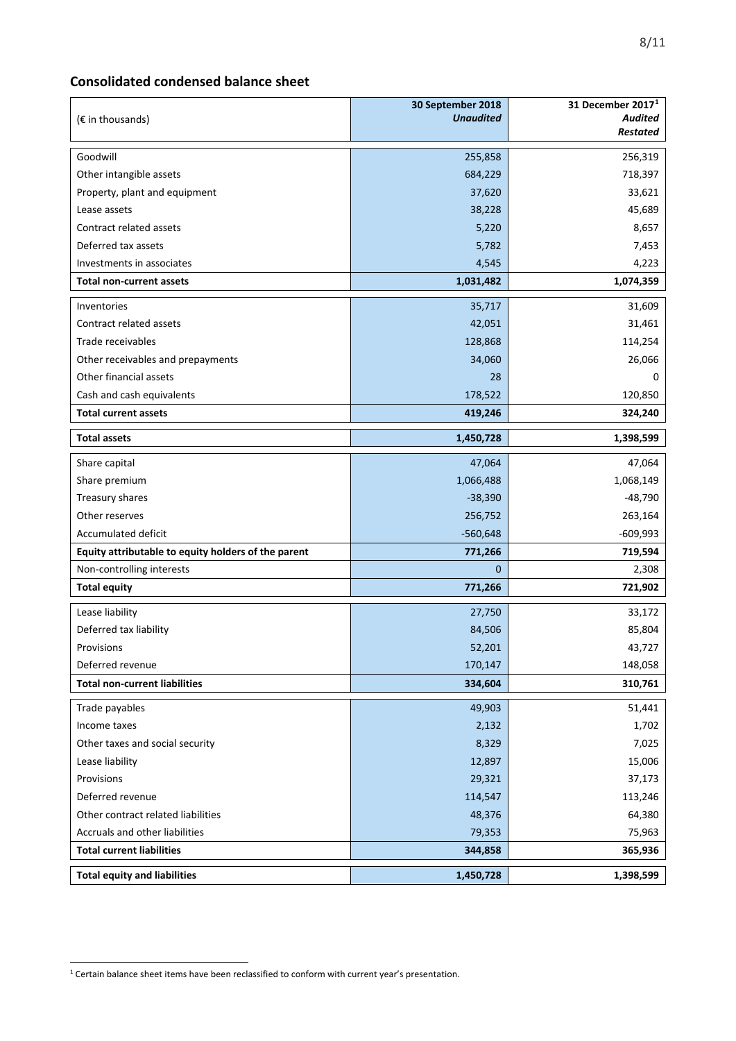## Consolidated condensed balance sheet

| (€ in thousands) | 30 September 2018 *Unaudited* | 31 December 2017[1] *Audited* *Restated* |
|---|---|---|
| Goodwill | 255,858 | 256,319 |
| Other intangible assets | 684,229 | 718,397 |
| Property, plant and equipment | 37,620 | 33,621 |
| Lease assets | 38,228 | 45,689 |
| Contract related assets | 5,220 | 8,657 |
| Deferred tax assets | 5,782 | 7,453 |
| Investments in associates | 4,545 | 4,223 |
| **Total non-current assets** | **1,031,482** | **1,074,359** |
| Inventories | 35,717 | 31,609 |
| Contract related assets | 42,051 | 31,461 |
| Trade receivables | 128,868 | 114,254 |
| Other receivables and prepayments | 34,060 | 26,066 |
| Other financial assets | 28 | 0 |
| Cash and cash equivalents | 178,522 | 120,850 |
| **Total current assets** | **419,246** | **324,240** |
| **Total assets** | **1,450,728** | **1,398,599** |
| Share capital | 47,064 | 47,064 |
| Share premium | 1,066,488 | 1,068,149 |
| Treasury shares | -38,390 | -48,790 |
| Other reserves | 256,752 | 263,164 |
| Accumulated deficit | -560,648 | -609,993 |
| **Equity attributable to equity holders of the parent** | **771,266** | **719,594** |
| Non-controlling interests | 0 | 2,308 |
| **Total equity** | **771,266** | **721,902** |
| Lease liability | 27,750 | 33,172 |
| Deferred tax liability | 84,506 | 85,804 |
| Provisions | 52,201 | 43,727 |
| Deferred revenue | 170,147 | 148,058 |
| **Total non-current liabilities** | **334,604** | **310,761** |
| Trade payables | 49,903 | 51,441 |
| Income taxes | 2,132 | 1,702 |
| Other taxes and social security | 8,329 | 7,025 |
| Lease liability | 12,897 | 15,006 |
| Provisions | 29,321 | 37,173 |
| Deferred revenue | 114,547 | 113,246 |
| Other contract related liabilities | 48,376 | 64,380 |
| Accruals and other liabilities | 79,353 | 75,963 |
| **Total current liabilities** | **344,858** | **365,936** |
| **Total equity and liabilities** | **1,450,728** | **1,398,599** |

[1] Certain balance sheet items have been reclassified to conform with current year's presentation.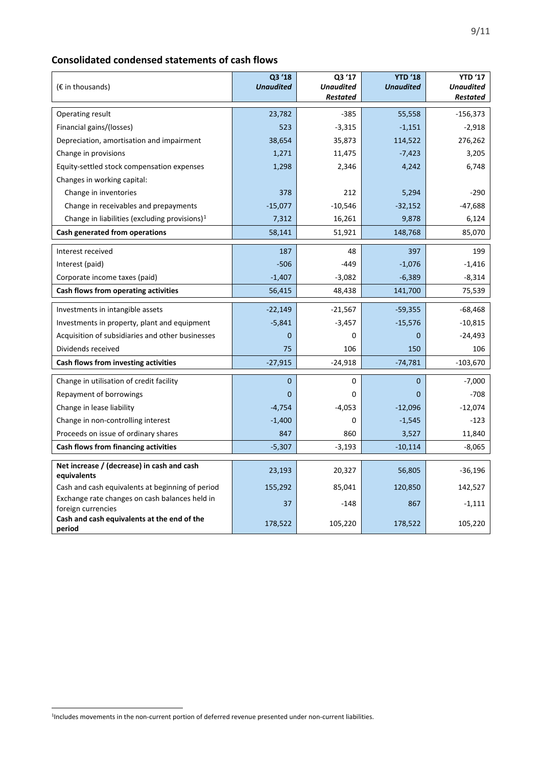## Consolidated condensed statements of cash flows

| (€ in thousands) | Q3 '18 *Unaudited* | Q3 '17 *Unaudited Restated* | YTD '18 *Unaudited* | YTD '17 *Unaudited Restated* |
|---|---|---|---|---|
| Operating result | 23,782 | -385 | 55,558 | -156,373 |
| Financial gains/(losses) | 523 | -3,315 | -1,151 | -2,918 |
| Depreciation, amortisation and impairment | 38,654 | 35,873 | 114,522 | 276,262 |
| Change in provisions | 1,271 | 11,475 | -7,423 | 3,205 |
| Equity-settled stock compensation expenses | 1,298 | 2,346 | 4,242 | 6,748 |
| Changes in working capital: | | | | |
| Change in inventories | 378 | 212 | 5,294 | -290 |
| Change in receivables and prepayments | -15,077 | -10,546 | -32,152 | -47,688 |
| Change in liabilities (excluding provisions)[1] | 7,312 | 16,261 | 9,878 | 6,124 |
| **Cash generated from operations** | 58,141 | 51,921 | 148,768 | 85,070 |
| Interest received | 187 | 48 | 397 | 199 |
| Interest (paid) | -506 | -449 | -1,076 | -1,416 |
| Corporate income taxes (paid) | -1,407 | -3,082 | -6,389 | -8,314 |
| **Cash flows from operating activities** | 56,415 | 48,438 | 141,700 | 75,539 |
| Investments in intangible assets | -22,149 | -21,567 | -59,355 | -68,468 |
| Investments in property, plant and equipment | -5,841 | -3,457 | -15,576 | -10,815 |
| Acquisition of subsidiaries and other businesses | 0 | 0 | 0 | -24,493 |
| Dividends received | 75 | 106 | 150 | 106 |
| **Cash flows from investing activities** | -27,915 | -24,918 | -74,781 | -103,670 |
| Change in utilisation of credit facility | 0 | 0 | 0 | -7,000 |
| Repayment of borrowings | 0 | 0 | 0 | -708 |
| Change in lease liability | -4,754 | -4,053 | -12,096 | -12,074 |
| Change in non-controlling interest | -1,400 | 0 | -1,545 | -123 |
| Proceeds on issue of ordinary shares | 847 | 860 | 3,527 | 11,840 |
| **Cash flows from financing activities** | -5,307 | -3,193 | -10,114 | -8,065 |
| **Net increase / (decrease) in cash and cash equivalents** | 23,193 | 20,327 | 56,805 | -36,196 |
| Cash and cash equivalents at beginning of period | 155,292 | 85,041 | 120,850 | 142,527 |
| Exchange rate changes on cash balances held in foreign currencies | 37 | -148 | 867 | -1,111 |
| **Cash and cash equivalents at the end of the period** | 178,522 | 105,220 | 178,522 | 105,220 |

[1]Includes movements in the non-current portion of deferred revenue presented under non-current liabilities.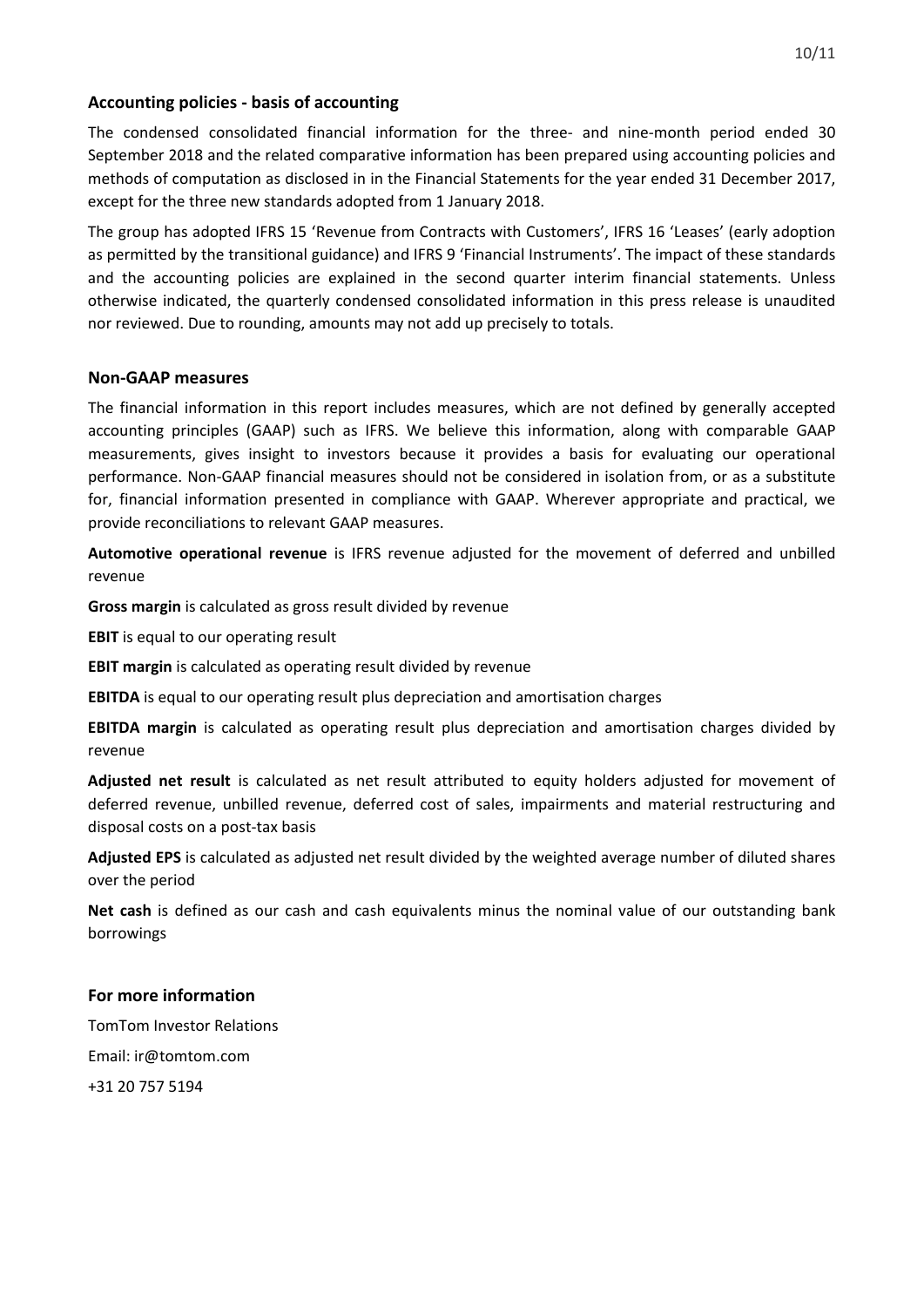## Accounting policies - basis of accounting

The condensed consolidated financial information for the three- and nine-month period ended 30 September 2018 and the related comparative information has been prepared using accounting policies and methods of computation as disclosed in in the Financial Statements for the year ended 31 December 2017, except for the three new standards adopted from 1 January 2018.

The group has adopted IFRS 15 'Revenue from Contracts with Customers', IFRS 16 'Leases' (early adoption as permitted by the transitional guidance) and IFRS 9 'Financial Instruments'. The impact of these standards and the accounting policies are explained in the second quarter interim financial statements. Unless otherwise indicated, the quarterly condensed consolidated information in this press release is unaudited nor reviewed. Due to rounding, amounts may not add up precisely to totals.

## Non-GAAP measures

The financial information in this report includes measures, which are not defined by generally accepted accounting principles (GAAP) such as IFRS. We believe this information, along with comparable GAAP measurements, gives insight to investors because it provides a basis for evaluating our operational performance. Non-GAAP financial measures should not be considered in isolation from, or as a substitute for, financial information presented in compliance with GAAP. Wherever appropriate and practical, we provide reconciliations to relevant GAAP measures.

**Automotive operational revenue** is IFRS revenue adjusted for the movement of deferred and unbilled revenue

**Gross margin** is calculated as gross result divided by revenue

**EBIT** is equal to our operating result

**EBIT margin** is calculated as operating result divided by revenue

**EBITDA** is equal to our operating result plus depreciation and amortisation charges

**EBITDA margin** is calculated as operating result plus depreciation and amortisation charges divided by revenue

**Adjusted net result** is calculated as net result attributed to equity holders adjusted for movement of deferred revenue, unbilled revenue, deferred cost of sales, impairments and material restructuring and disposal costs on a post-tax basis

**Adjusted EPS** is calculated as adjusted net result divided by the weighted average number of diluted shares over the period

**Net cash** is defined as our cash and cash equivalents minus the nominal value of our outstanding bank borrowings

## For more information

TomTom Investor Relations

Email: ir@tomtom.com

+31 20 757 5194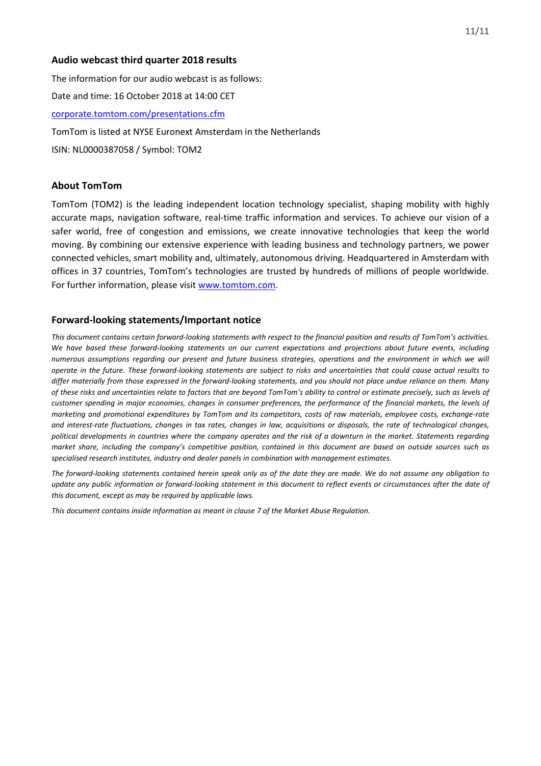## Audio webcast third quarter 2018 results

The information for our audio webcast is as follows:

Date and time: 16 October 2018 at 14:00 CET

[corporate.tomtom.com/presentations.cfm](corporate.tomtom.com/presentations.cfm)

TomTom is listed at NYSE Euronext Amsterdam in the Netherlands

ISIN: NL0000387058 / Symbol: TOM2

## About TomTom

TomTom (TOM2) is the leading independent location technology specialist, shaping mobility with highly accurate maps, navigation software, real-time traffic information and services. To achieve our vision of a safer world, free of congestion and emissions, we create innovative technologies that keep the world moving. By combining our extensive experience with leading business and technology partners, we power connected vehicles, smart mobility and, ultimately, autonomous driving. Headquartered in Amsterdam with offices in 37 countries, TomTom's technologies are trusted by hundreds of millions of people worldwide. For further information, please visit [www.tomtom.com](www.tomtom.com).

## Forward-looking statements/Important notice

*This document contains certain forward-looking statements with respect to the financial position and results of TomTom's activities. We have based these forward-looking statements on our current expectations and projections about future events, including numerous assumptions regarding our present and future business strategies, operations and the environment in which we will operate in the future. These forward-looking statements are subject to risks and uncertainties that could cause actual results to differ materially from those expressed in the forward-looking statements, and you should not place undue reliance on them. Many of these risks and uncertainties relate to factors that are beyond TomTom's ability to control or estimate precisely, such as levels of customer spending in major economies, changes in consumer preferences, the performance of the financial markets, the levels of marketing and promotional expenditures by TomTom and its competitors, costs of raw materials, employee costs, exchange-rate and interest-rate fluctuations, changes in tax rates, changes in law, acquisitions or disposals, the rate of technological changes, political developments in countries where the company operates and the risk of a downturn in the market. Statements regarding market share, including the company's competitive position, contained in this document are based on outside sources such as specialised research institutes, industry and dealer panels in combination with management estimates.*

*The forward-looking statements contained herein speak only as of the date they are made. We do not assume any obligation to update any public information or forward-looking statement in this document to reflect events or circumstances after the date of this document, except as may be required by applicable laws.*

*This document contains inside information as meant in clause 7 of the Market Abuse Regulation.*